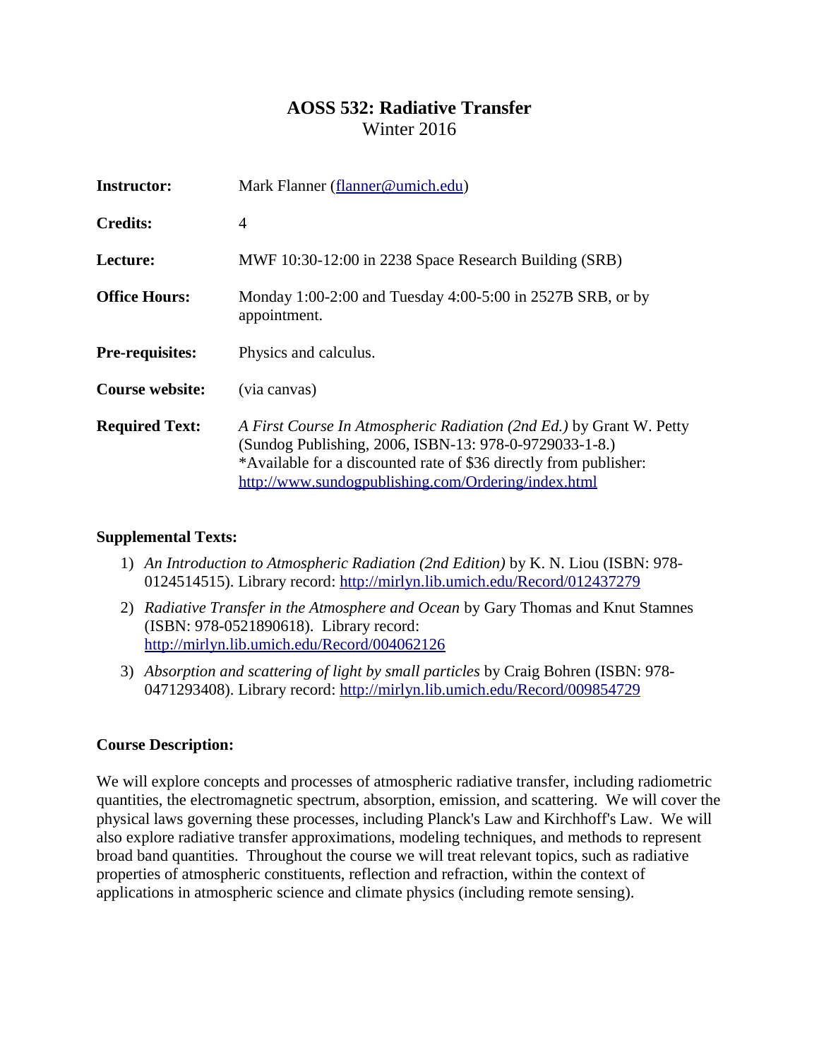# AOSS 532: Radiative Transfer

Winter 2016

| | |
|---|---|
| **Instructor:** | Mark Flanner (flanner@umich.edu) |
| **Credits:** | 4 |
| **Lecture:** | MWF 10:30-12:00 in 2238 Space Research Building (SRB) |
| **Office Hours:** | Monday 1:00-2:00 and Tuesday 4:00-5:00 in 2527B SRB, or by appointment. |
| **Pre-requisites:** | Physics and calculus. |
| **Course website:** | (via canvas) |
| **Required Text:** | *A First Course In Atmospheric Radiation (2nd Ed.)* by Grant W. Petty (Sundog Publishing, 2006, ISBN-13: 978-0-9729033-1-8.) *Available for a discounted rate of $36 directly from publisher: http://www.sundogpublishing.com/Ordering/index.html |

**Supplemental Texts:**

1) *An Introduction to Atmospheric Radiation (2nd Edition)* by K. N. Liou (ISBN: 978-0124514515). Library record: http://mirlyn.lib.umich.edu/Record/012437279
2) *Radiative Transfer in the Atmosphere and Ocean* by Gary Thomas and Knut Stamnes (ISBN: 978-0521890618). Library record: http://mirlyn.lib.umich.edu/Record/004062126
3) *Absorption and scattering of light by small particles* by Craig Bohren (ISBN: 978-0471293408). Library record: http://mirlyn.lib.umich.edu/Record/009854729

**Course Description:**

We will explore concepts and processes of atmospheric radiative transfer, including radiometric quantities, the electromagnetic spectrum, absorption, emission, and scattering. We will cover the physical laws governing these processes, including Planck's Law and Kirchhoff's Law. We will also explore radiative transfer approximations, modeling techniques, and methods to represent broad band quantities. Throughout the course we will treat relevant topics, such as radiative properties of atmospheric constituents, reflection and refraction, within the context of applications in atmospheric science and climate physics (including remote sensing).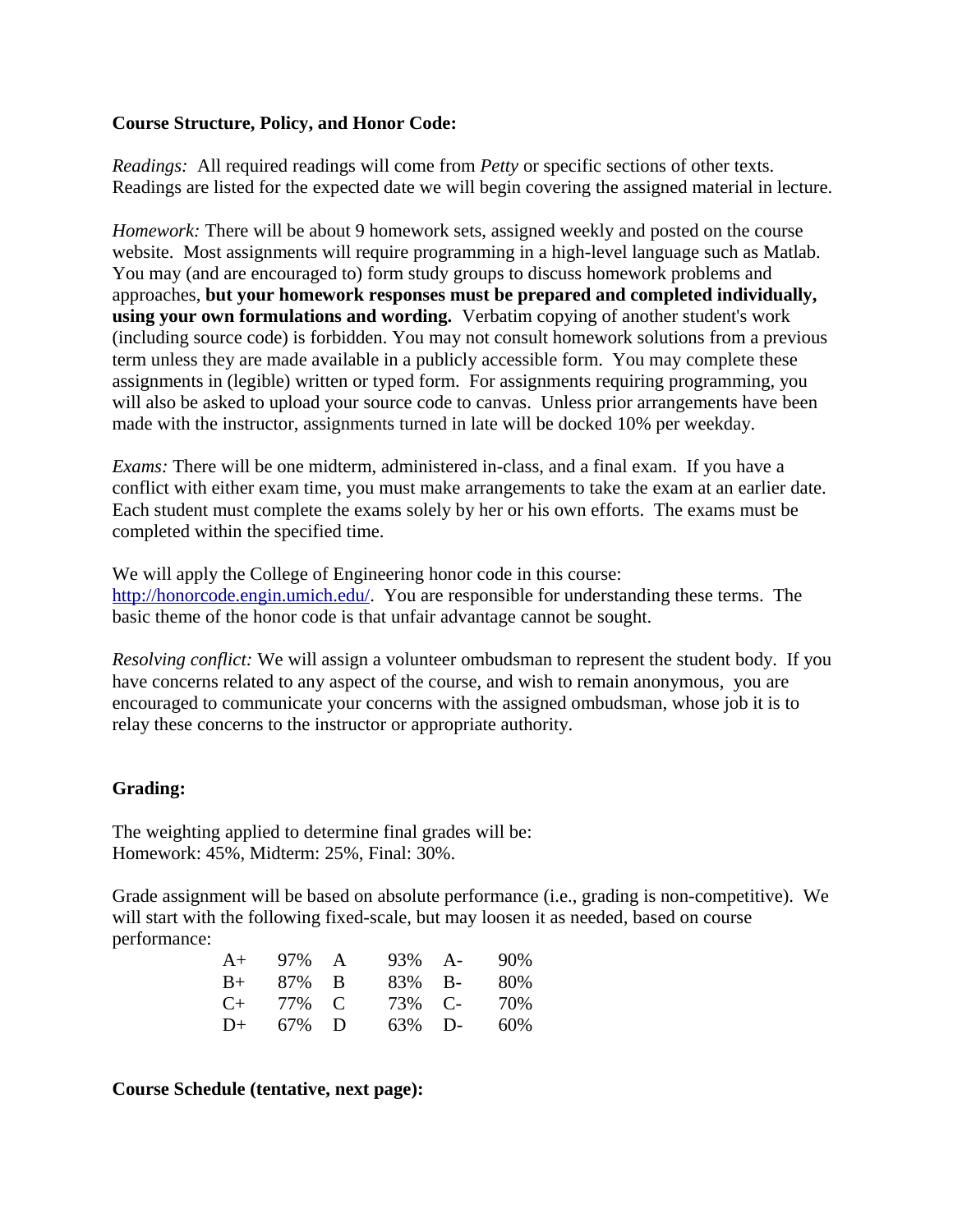**Course Structure, Policy, and Honor Code:**

*Readings:* All required readings will come from *Petty* or specific sections of other texts. Readings are listed for the expected date we will begin covering the assigned material in lecture.

*Homework:* There will be about 9 homework sets, assigned weekly and posted on the course website. Most assignments will require programming in a high-level language such as Matlab. You may (and are encouraged to) form study groups to discuss homework problems and approaches, **but your homework responses must be prepared and completed individually, using your own formulations and wording.** Verbatim copying of another student's work (including source code) is forbidden. You may not consult homework solutions from a previous term unless they are made available in a publicly accessible form. You may complete these assignments in (legible) written or typed form. For assignments requiring programming, you will also be asked to upload your source code to canvas. Unless prior arrangements have been made with the instructor, assignments turned in late will be docked 10% per weekday.

*Exams:* There will be one midterm, administered in-class, and a final exam. If you have a conflict with either exam time, you must make arrangements to take the exam at an earlier date. Each student must complete the exams solely by her or his own efforts. The exams must be completed within the specified time.

We will apply the College of Engineering honor code in this course: http://honorcode.engin.umich.edu/. You are responsible for understanding these terms. The basic theme of the honor code is that unfair advantage cannot be sought.

*Resolving conflict:* We will assign a volunteer ombudsman to represent the student body. If you have concerns related to any aspect of the course, and wish to remain anonymous, you are encouraged to communicate your concerns with the assigned ombudsman, whose job it is to relay these concerns to the instructor or appropriate authority.

**Grading:**

The weighting applied to determine final grades will be:
Homework: 45%, Midterm: 25%, Final: 30%.

Grade assignment will be based on absolute performance (i.e., grading is non-competitive). We will start with the following fixed-scale, but may loosen it as needed, based on course performance:

| | | | | | |
|---|---|---|---|---|---|
| A+ | 97% | A | 93% | A- | 90% |
| B+ | 87% | B | 83% | B- | 80% |
| C+ | 77% | C | 73% | C- | 70% |
| D+ | 67% | D | 63% | D- | 60% |

**Course Schedule (tentative, next page):**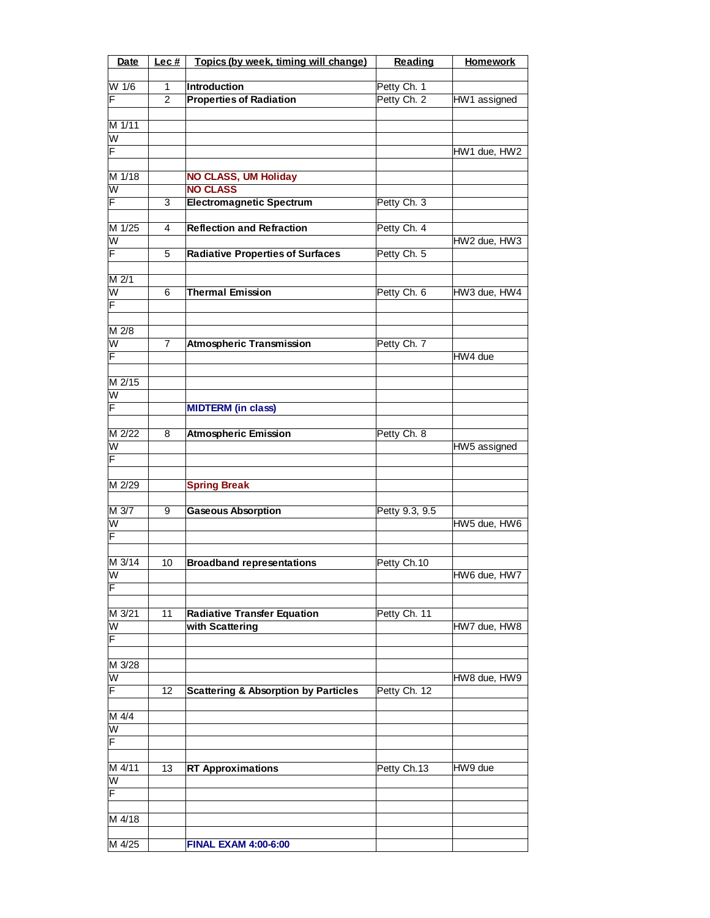| Date | Lec # | Topics (by week, timing will change) | Reading | Homework |
|---|---|---|---|---|
| | | | | |
| W 1/6 | 1 | **Introduction** | Petty Ch. 1 | |
| F | 2 | **Properties of Radiation** | Petty Ch. 2 | HW1 assigned |
| | | | | |
| M 1/11 | | | | |
| W | | | | |
| F | | | | HW1 due, HW2 |
| | | | | |
| M 1/18 | | **NO CLASS, UM Holiday** | | |
| W | | **NO CLASS** | | |
| F | 3 | **Electromagnetic Spectrum** | Petty Ch. 3 | |
| | | | | |
| M 1/25 | 4 | **Reflection and Refraction** | Petty Ch. 4 | |
| W | | | | HW2 due, HW3 |
| F | 5 | **Radiative Properties of Surfaces** | Petty Ch. 5 | |
| | | | | |
| M 2/1 | | | | |
| W | 6 | **Thermal Emission** | Petty Ch. 6 | HW3 due, HW4 |
| F | | | | |
| | | | | |
| M 2/8 | | | | |
| W | 7 | **Atmospheric Transmission** | Petty Ch. 7 | |
| F | | | | HW4 due |
| | | | | |
| M 2/15 | | | | |
| W | | | | |
| F | | **MIDTERM (in class)** | | |
| | | | | |
| M 2/22 | 8 | **Atmospheric Emission** | Petty Ch. 8 | |
| W | | | | HW5 assigned |
| F | | | | |
| | | | | |
| M 2/29 | | **Spring Break** | | |
| | | | | |
| M 3/7 | 9 | **Gaseous Absorption** | Petty 9.3, 9.5 | |
| W | | | | HW5 due, HW6 |
| F | | | | |
| | | | | |
| M 3/14 | 10 | **Broadband representations** | Petty Ch.10 | |
| W | | | | HW6 due, HW7 |
| F | | | | |
| | | | | |
| M 3/21 | 11 | **Radiative Transfer Equation** | Petty Ch. 11 | |
| W | | **with Scattering** | | HW7 due, HW8 |
| F | | | | |
| | | | | |
| M 3/28 | | | | |
| W | | | | HW8 due, HW9 |
| F | 12 | **Scattering & Absorption by Particles** | Petty Ch. 12 | |
| | | | | |
| M 4/4 | | | | |
| W | | | | |
| F | | | | |
| | | | | |
| M 4/11 | 13 | **RT Approximations** | Petty Ch.13 | HW9 due |
| W | | | | |
| F | | | | |
| | | | | |
| M 4/18 | | | | |
| | | | | |
| M 4/25 | | **FINAL EXAM 4:00-6:00** | | |